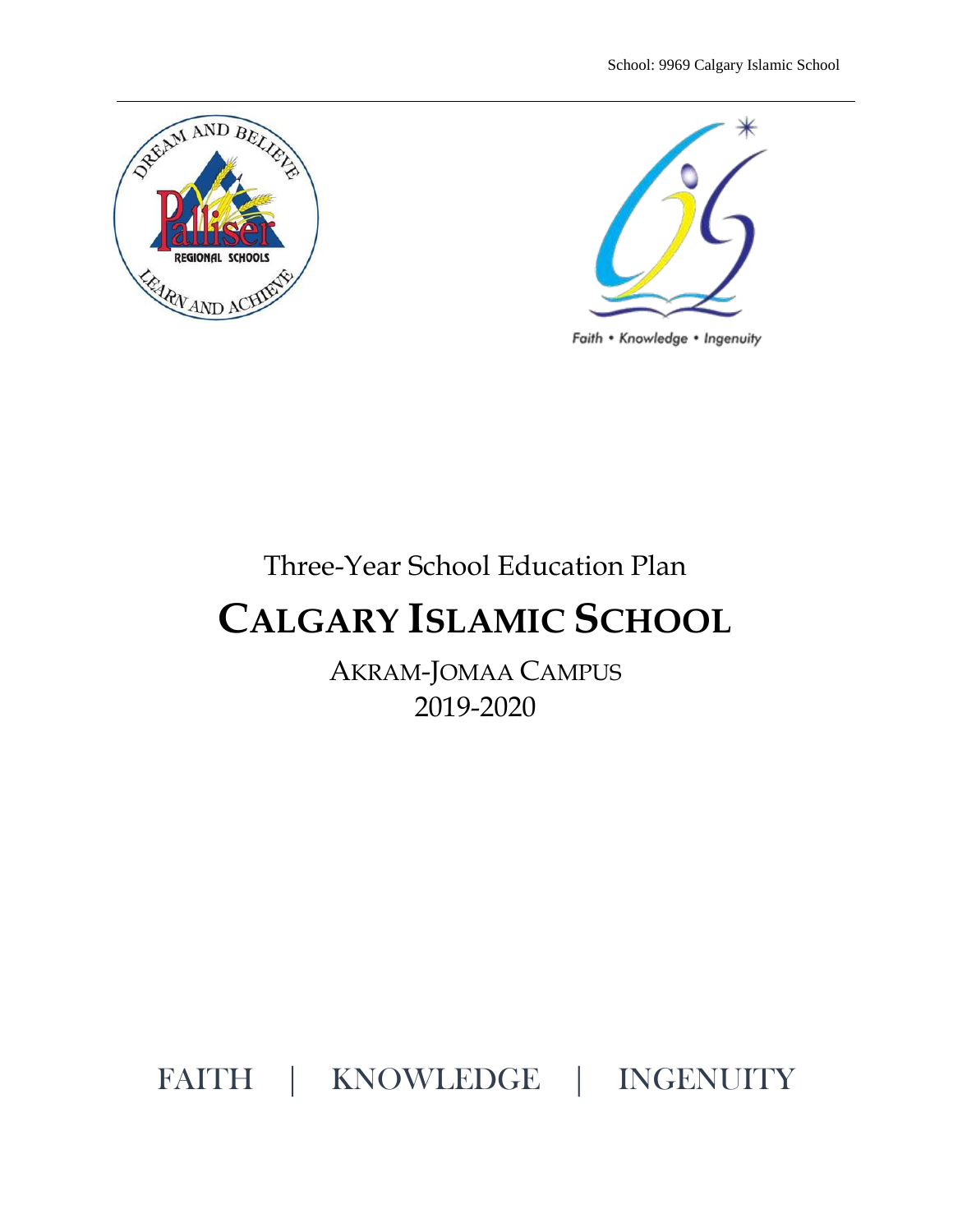Three-Year School Education Plan

# CALGARY ISLAMIC SCHOOL

AKRAM-JOMAA CAMPUS

2019-2020

FAITH | KNOWLEDGE | INGENUITY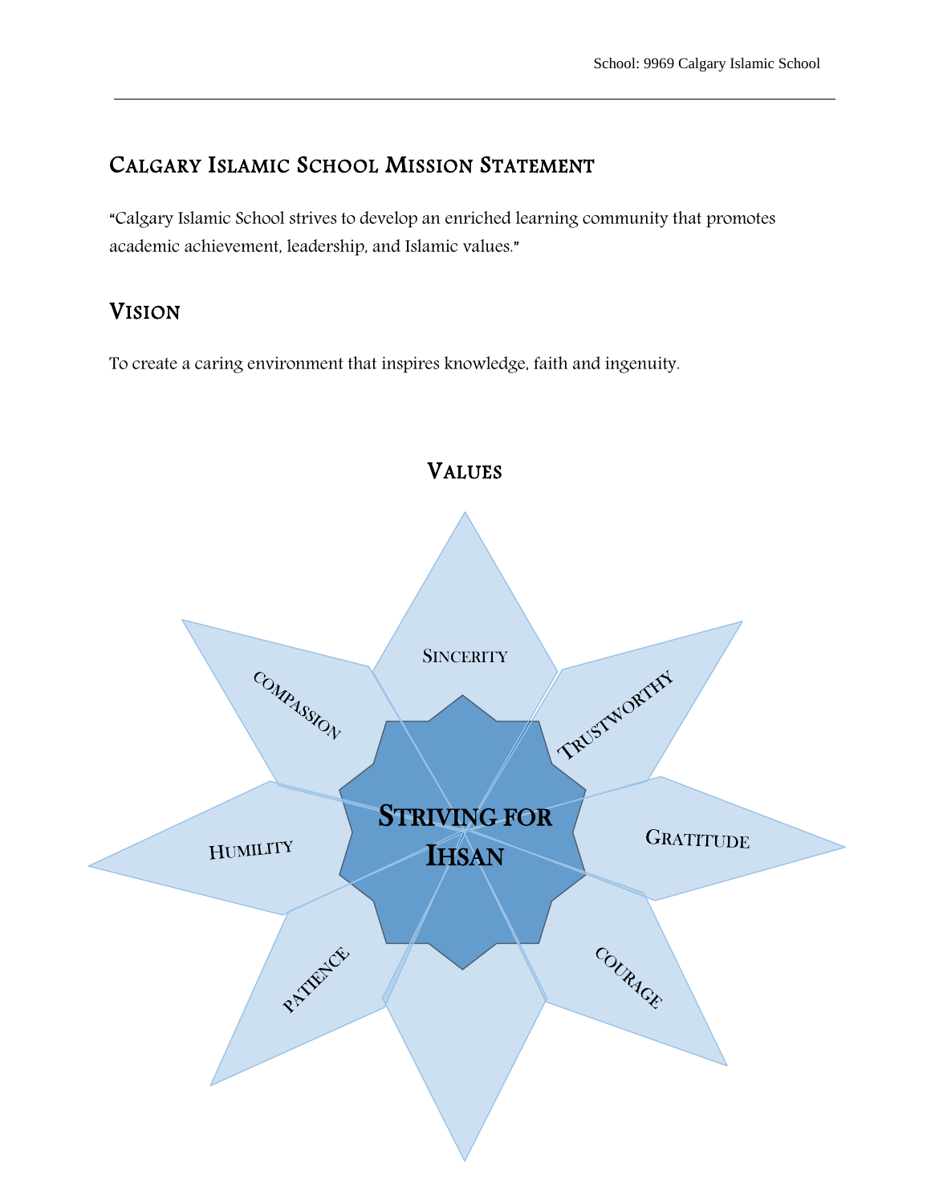## Calgary Islamic School Mission Statement

"Calgary Islamic School strives to develop an enriched learning community that promotes academic achievement, leadership, and Islamic values."

## Vision

To create a caring environment that inspires knowledge, faith and ingenuity.

## Values

**Striving for Ihsan**

- Sincerity
- Trustworthy
- Gratitude
- Courage
- Patience
- Humility
- Compassion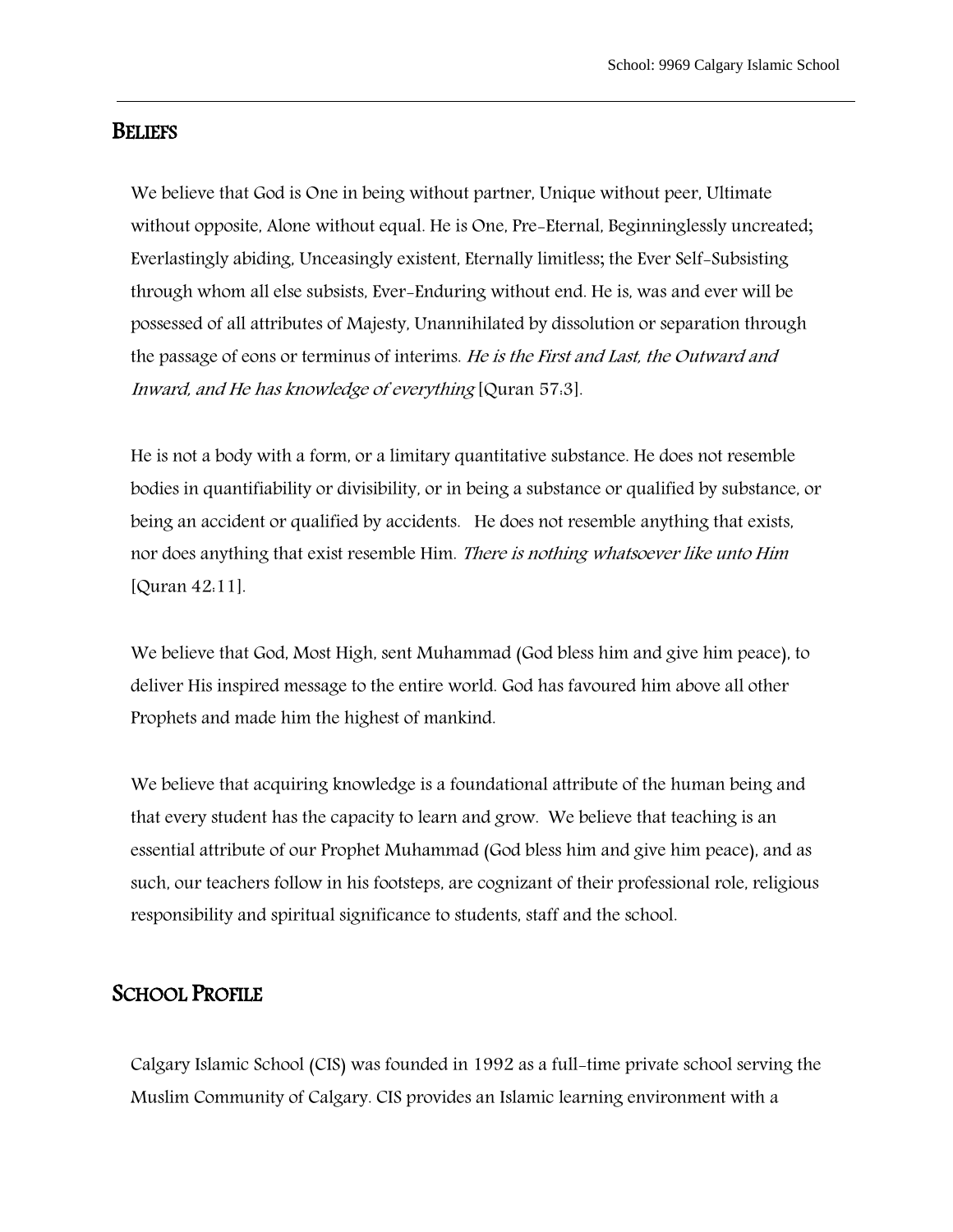## Beliefs

We believe that God is One in being without partner, Unique without peer, Ultimate without opposite, Alone without equal. He is One, Pre-Eternal, Beginninglessly uncreated; Everlastingly abiding, Unceasingly existent, Eternally limitless; the Ever Self-Subsisting through whom all else subsists, Ever-Enduring without end. He is, was and ever will be possessed of all attributes of Majesty, Unannihilated by dissolution or separation through the passage of eons or terminus of interims. *He is the First and Last, the Outward and Inward, and He has knowledge of everything* [Quran 57:3].

He is not a body with a form, or a limitary quantitative substance. He does not resemble bodies in quantifiability or divisibility, or in being a substance or qualified by substance, or being an accident or qualified by accidents. He does not resemble anything that exists, nor does anything that exist resemble Him. *There is nothing whatsoever like unto Him* [Quran 42:11].

We believe that God, Most High, sent Muhammad (God bless him and give him peace), to deliver His inspired message to the entire world. God has favoured him above all other Prophets and made him the highest of mankind.

We believe that acquiring knowledge is a foundational attribute of the human being and that every student has the capacity to learn and grow. We believe that teaching is an essential attribute of our Prophet Muhammad (God bless him and give him peace), and as such, our teachers follow in his footsteps, are cognizant of their professional role, religious responsibility and spiritual significance to students, staff and the school.

## School Profile

Calgary Islamic School (CIS) was founded in 1992 as a full-time private school serving the Muslim Community of Calgary. CIS provides an Islamic learning environment with a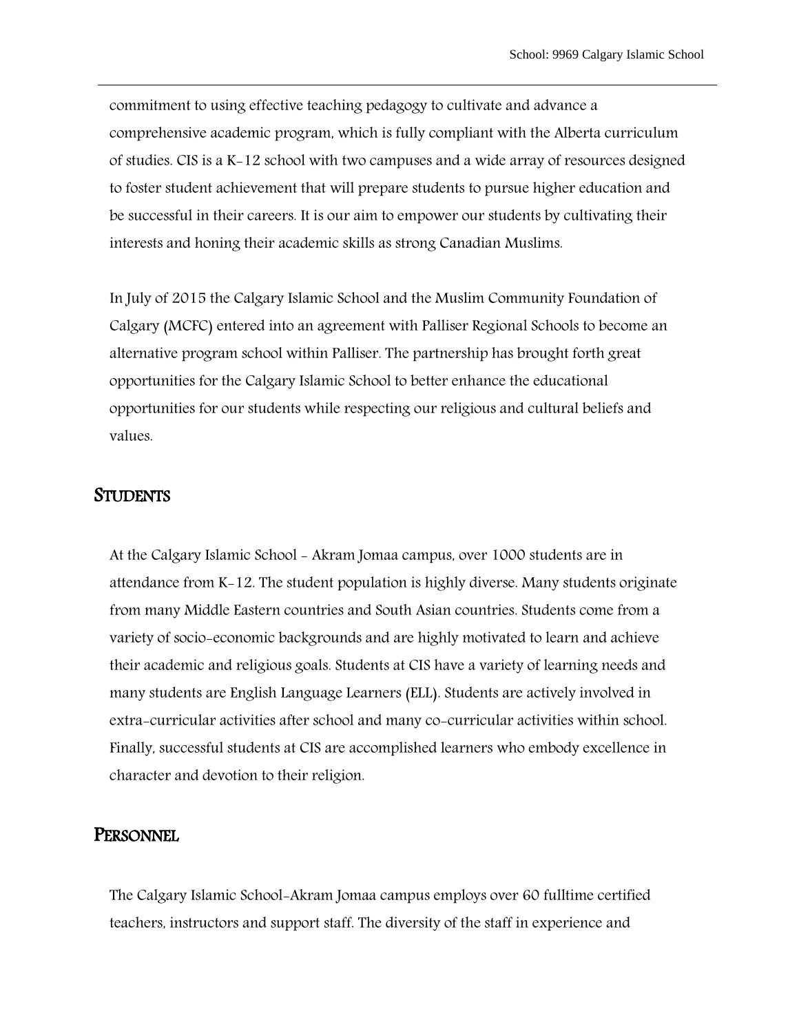commitment to using effective teaching pedagogy to cultivate and advance a comprehensive academic program, which is fully compliant with the Alberta curriculum of studies. CIS is a K-12 school with two campuses and a wide array of resources designed to foster student achievement that will prepare students to pursue higher education and be successful in their careers. It is our aim to empower our students by cultivating their interests and honing their academic skills as strong Canadian Muslims.

In July of 2015 the Calgary Islamic School and the Muslim Community Foundation of Calgary (MCFC) entered into an agreement with Palliser Regional Schools to become an alternative program school within Palliser. The partnership has brought forth great opportunities for the Calgary Islamic School to better enhance the educational opportunities for our students while respecting our religious and cultural beliefs and values.

## STUDENTS

At the Calgary Islamic School - Akram Jomaa campus, over 1000 students are in attendance from K-12. The student population is highly diverse. Many students originate from many Middle Eastern countries and South Asian countries. Students come from a variety of socio-economic backgrounds and are highly motivated to learn and achieve their academic and religious goals. Students at CIS have a variety of learning needs and many students are English Language Learners (ELL). Students are actively involved in extra-curricular activities after school and many co-curricular activities within school. Finally, successful students at CIS are accomplished learners who embody excellence in character and devotion to their religion.

## PERSONNEL

The Calgary Islamic School-Akram Jomaa campus employs over 60 fulltime certified teachers, instructors and support staff. The diversity of the staff in experience and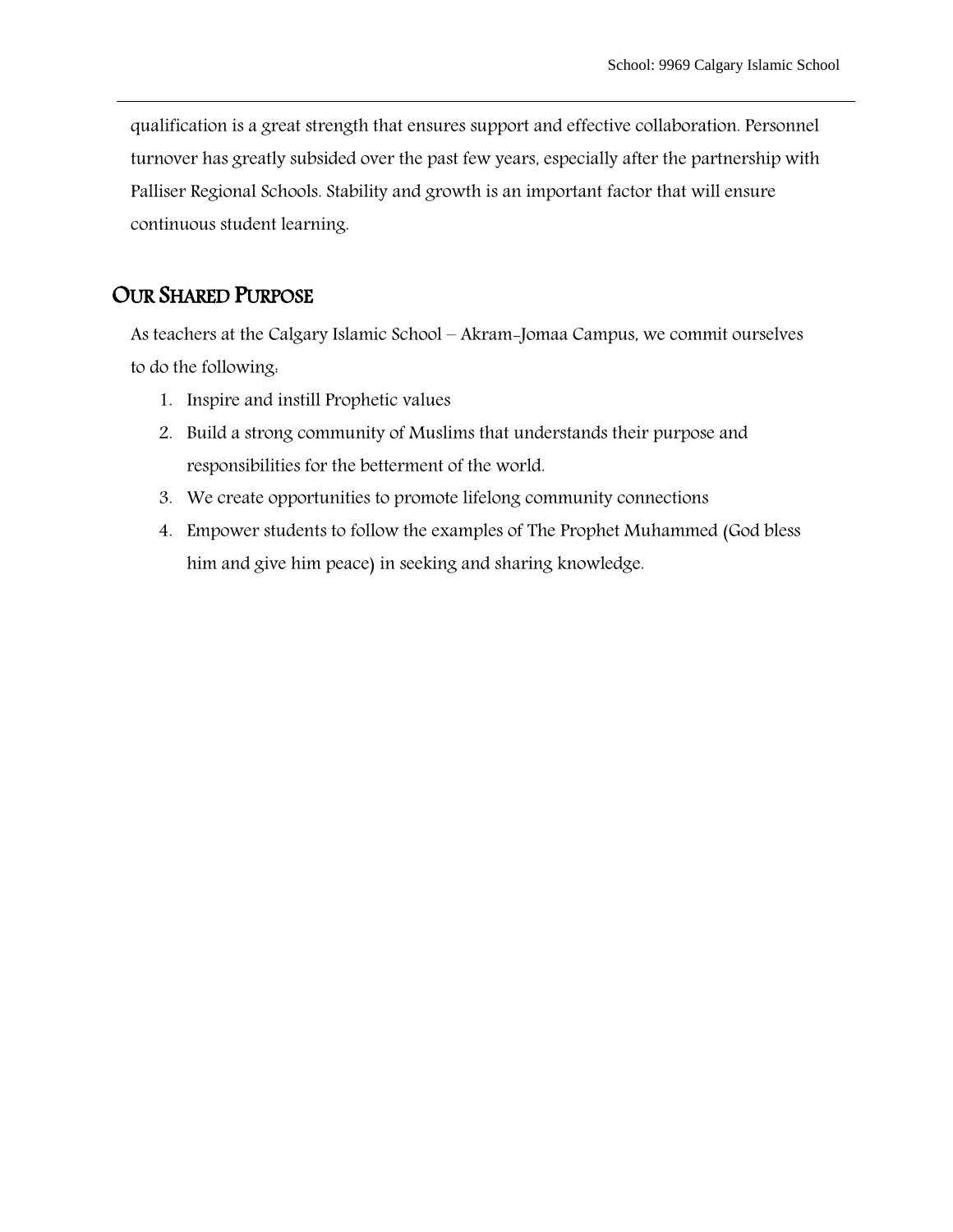qualification is a great strength that ensures support and effective collaboration. Personnel turnover has greatly subsided over the past few years, especially after the partnership with Palliser Regional Schools. Stability and growth is an important factor that will ensure continuous student learning.

## Our Shared Purpose

As teachers at the Calgary Islamic School – Akram-Jomaa Campus, we commit ourselves to do the following:

1. Inspire and instill Prophetic values
2. Build a strong community of Muslims that understands their purpose and responsibilities for the betterment of the world.
3. We create opportunities to promote lifelong community connections
4. Empower students to follow the examples of The Prophet Muhammed (God bless him and give him peace) in seeking and sharing knowledge.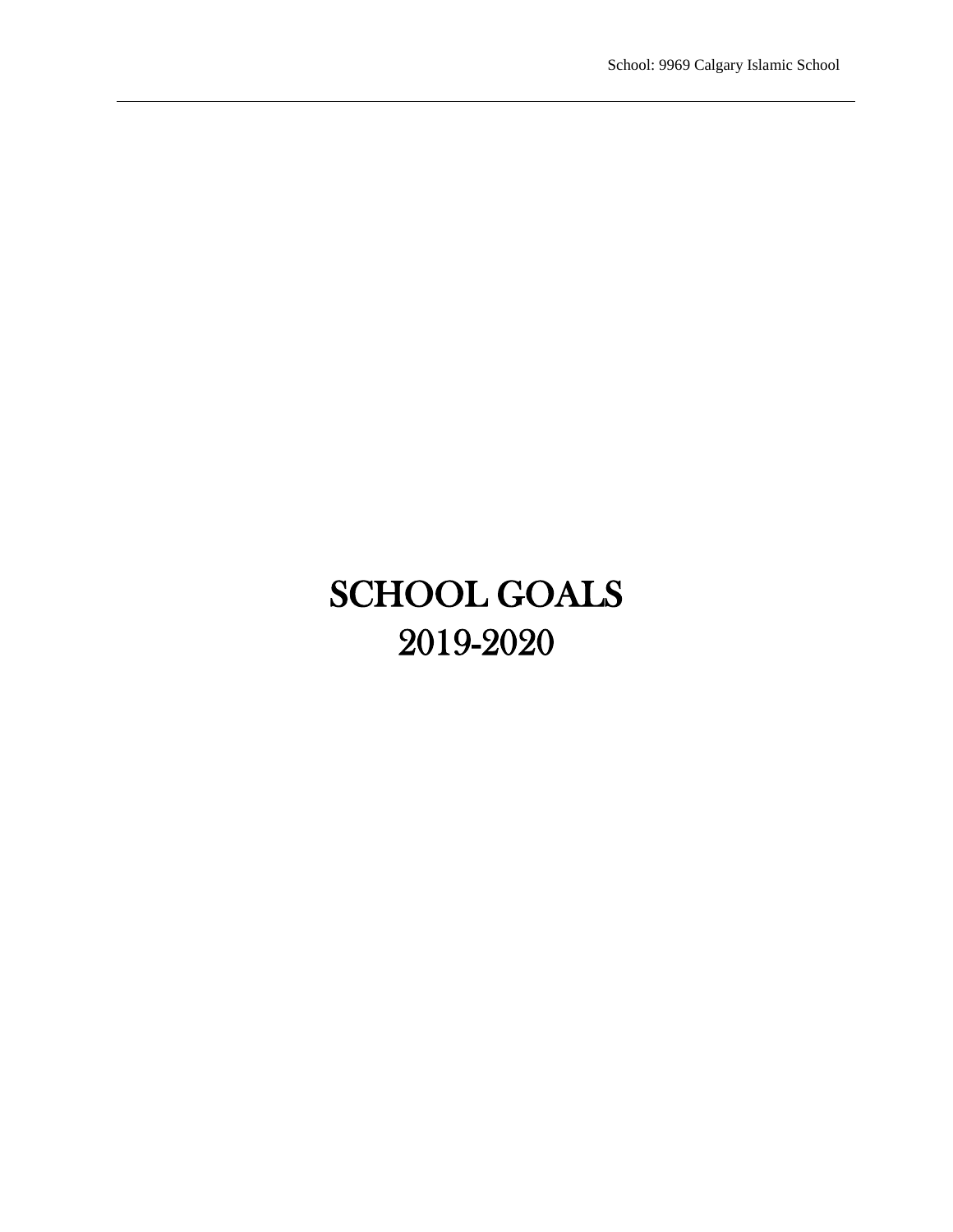# SCHOOL GOALS
# 2019-2020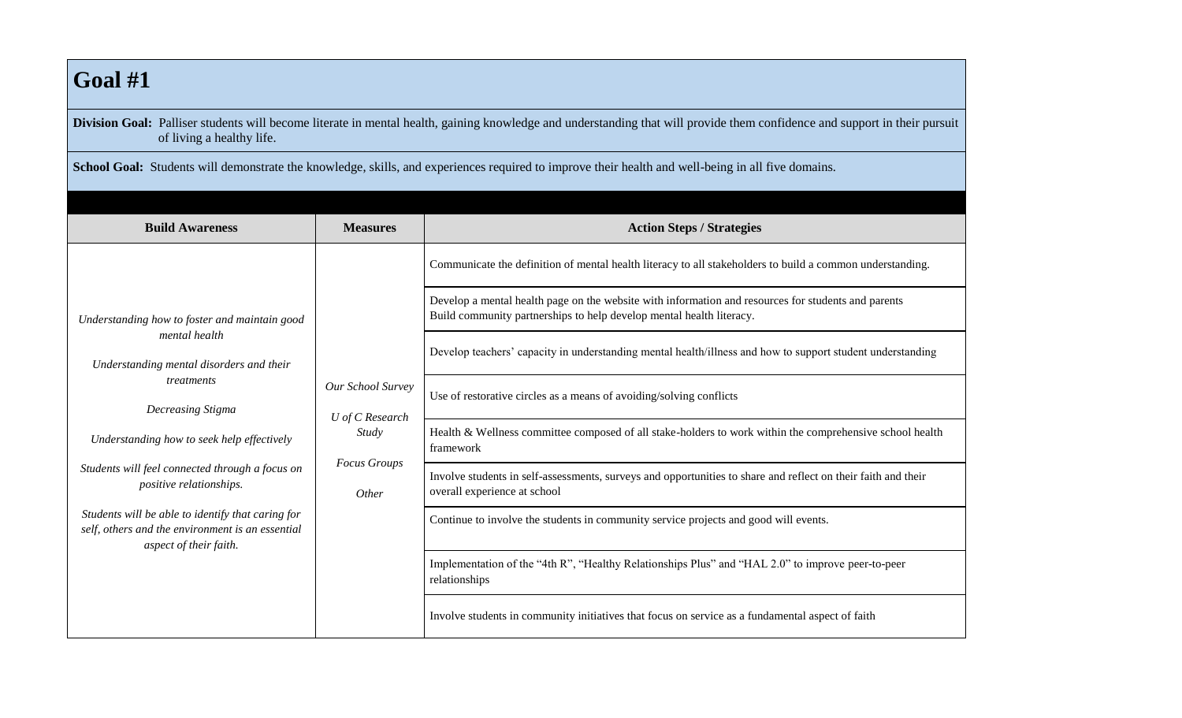# Goal #1

**Division Goal:** Palliser students will become literate in mental health, gaining knowledge and understanding that will provide them confidence and support in their pursuit of living a healthy life.

**School Goal:** Students will demonstrate the knowledge, skills, and experiences required to improve their health and well-being in all five domains.

| Build Awareness | Measures | Action Steps / Strategies |
|---|---|---|
| *Understanding how to foster and maintain good mental health*<br><br>*Understanding mental disorders and their treatments*<br><br>*Decreasing Stigma*<br><br>*Understanding how to seek help effectively*<br><br>*Students will feel connected through a focus on positive relationships.*<br><br>*Students will be able to identify that caring for self, others and the environment is an essential aspect of their faith.* | *Our School Survey*<br><br>*U of C Research Study*<br><br>*Focus Groups*<br><br>*Other* | Communicate the definition of mental health literacy to all stakeholders to build a common understanding. |
| | | Develop a mental health page on the website with information and resources for students and parents<br>Build community partnerships to help develop mental health literacy. |
| | | Develop teachers' capacity in understanding mental health/illness and how to support student understanding |
| | | Use of restorative circles as a means of avoiding/solving conflicts |
| | | Health & Wellness committee composed of all stake-holders to work within the comprehensive school health framework |
| | | Involve students in self-assessments, surveys and opportunities to share and reflect on their faith and their overall experience at school |
| | | Continue to involve the students in community service projects and good will events. |
| | | Implementation of the "4th R", "Healthy Relationships Plus" and "HAL 2.0" to improve peer-to-peer relationships |
| | | Involve students in community initiatives that focus on service as a fundamental aspect of faith |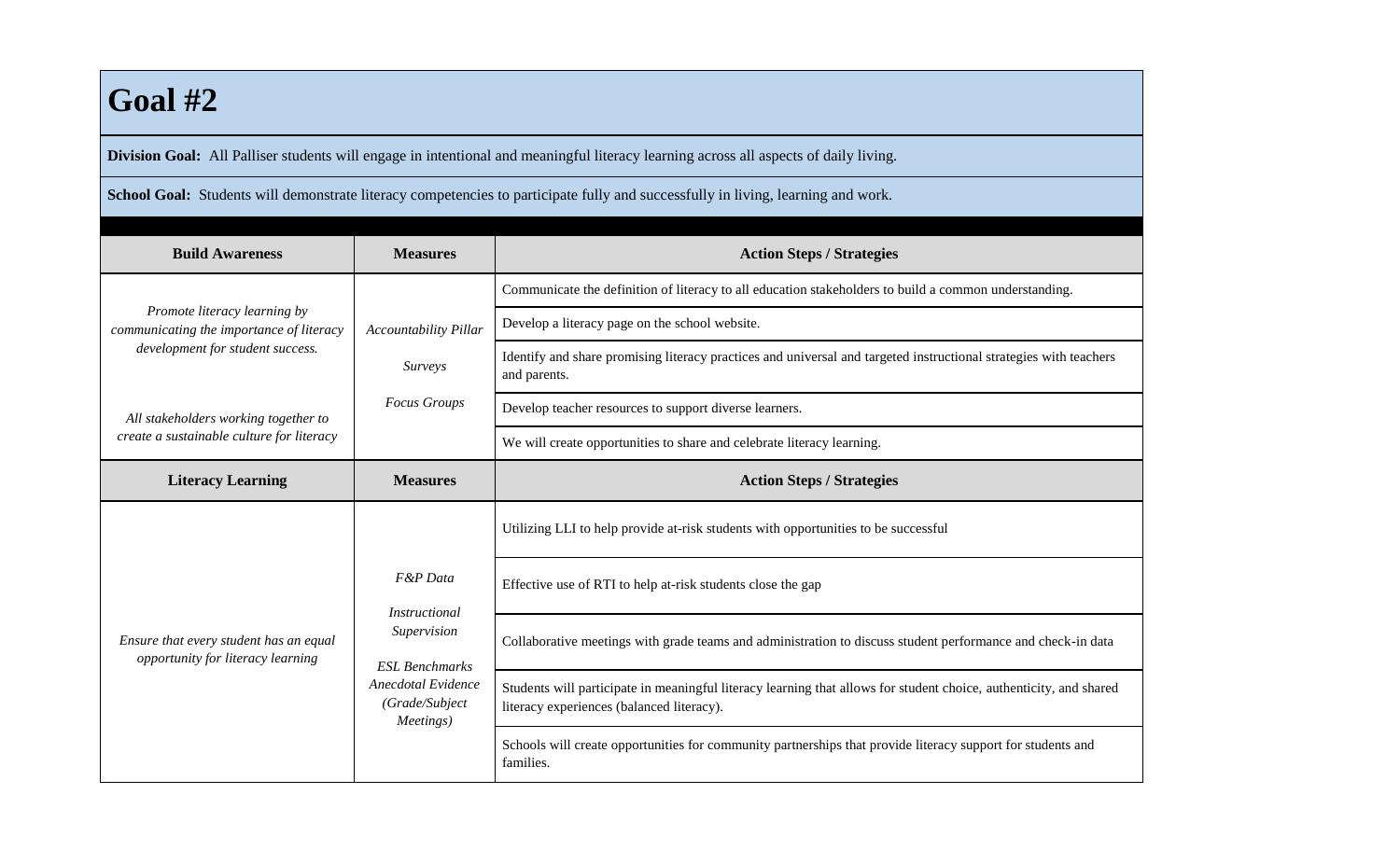# Goal #2

**Division Goal:** All Palliser students will engage in intentional and meaningful literacy learning across all aspects of daily living.

**School Goal:** Students will demonstrate literacy competencies to participate fully and successfully in living, learning and work.

| Build Awareness | Measures | Action Steps / Strategies |
|---|---|---|
| *Promote literacy learning by communicating the importance of literacy development for student success.*<br><br>*All stakeholders working together to create a sustainable culture for literacy* | *Accountability Pillar*<br><br>*Surveys*<br><br>*Focus Groups* | Communicate the definition of literacy to all education stakeholders to build a common understanding. |
| | | Develop a literacy page on the school website. |
| | | Identify and share promising literacy practices and universal and targeted instructional strategies with teachers and parents. |
| | | Develop teacher resources to support diverse learners. |
| | | We will create opportunities to share and celebrate literacy learning. |
| **Literacy Learning** | **Measures** | **Action Steps / Strategies** |
| *Ensure that every student has an equal opportunity for literacy learning* | *F&P Data*<br><br>*Instructional Supervision*<br><br>*ESL Benchmarks*<br>*Anecdotal Evidence (Grade/Subject Meetings)* | Utilizing LLI to help provide at-risk students with opportunities to be successful |
| | | Effective use of RTI to help at-risk students close the gap |
| | | Collaborative meetings with grade teams and administration to discuss student performance and check-in data |
| | | Students will participate in meaningful literacy learning that allows for student choice, authenticity, and shared literacy experiences (balanced literacy). |
| | | Schools will create opportunities for community partnerships that provide literacy support for students and families. |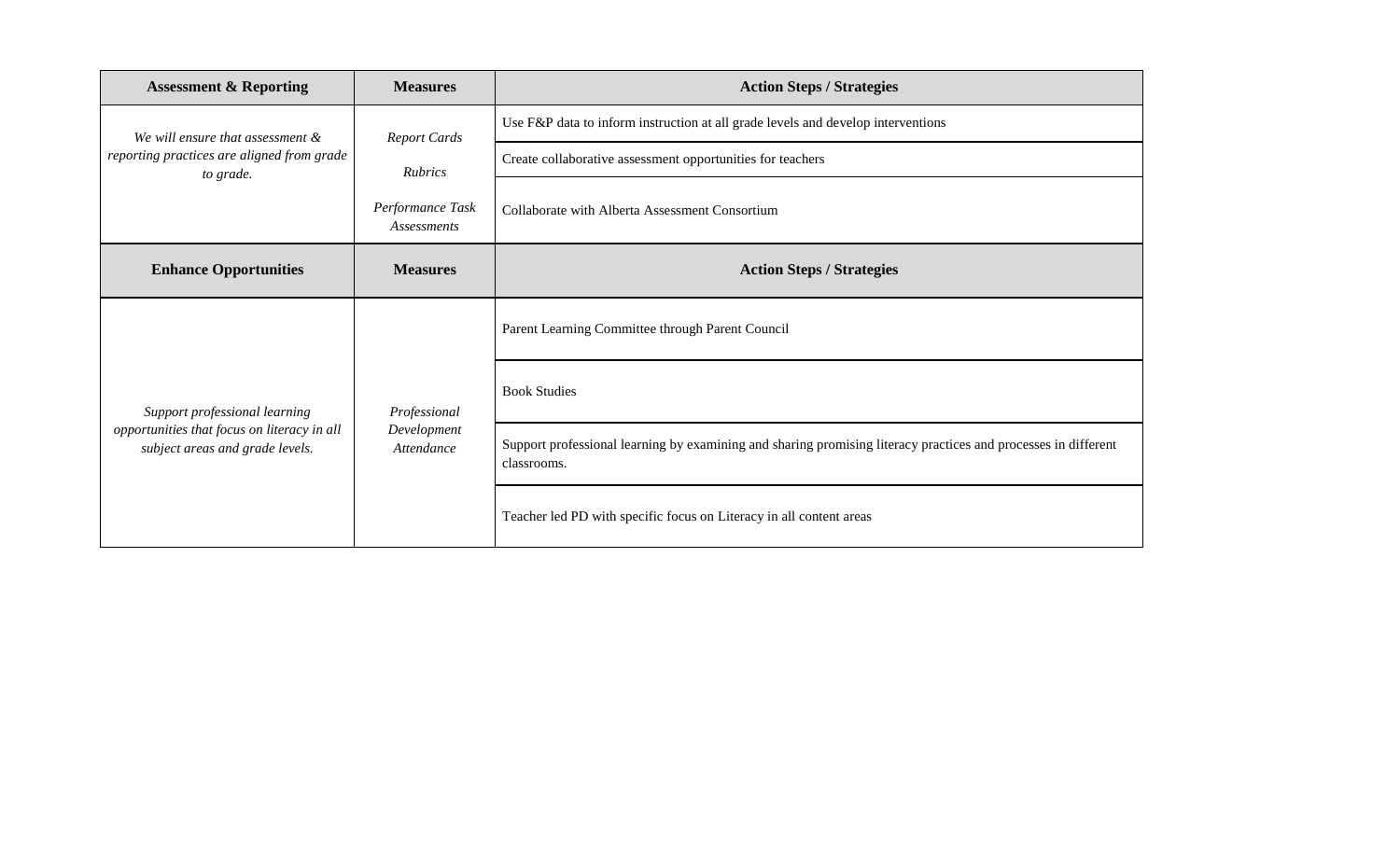| **Assessment & Reporting** | **Measures** | **Action Steps / Strategies** |
|---|---|---|
| *We will ensure that assessment & reporting practices are aligned from grade to grade.* | *Report Cards*<br>*Rubrics*<br>*Performance Task Assessments* | Use F&P data to inform instruction at all grade levels and develop interventions |
| | | Create collaborative assessment opportunities for teachers |
| | | Collaborate with Alberta Assessment Consortium |
| **Enhance Opportunities** | **Measures** | **Action Steps / Strategies** |
| *Support professional learning opportunities that focus on literacy in all subject areas and grade levels.* | *Professional Development Attendance* | Parent Learning Committee through Parent Council |
| | | Book Studies |
| | | Support professional learning by examining and sharing promising literacy practices and processes in different classrooms. |
| | | Teacher led PD with specific focus on Literacy in all content areas |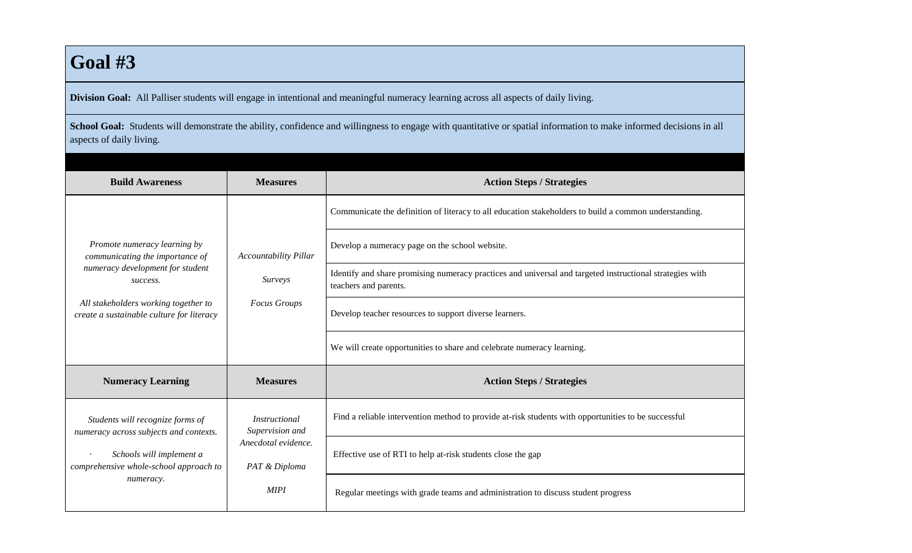# Goal #3

**Division Goal:** All Palliser students will engage in intentional and meaningful numeracy learning across all aspects of daily living.

**School Goal:** Students will demonstrate the ability, confidence and willingness to engage with quantitative or spatial information to make informed decisions in all aspects of daily living.

| Build Awareness | Measures | Action Steps / Strategies |
|---|---|---|
| *Promote numeracy learning by communicating the importance of numeracy development for student success.*<br><br>*All stakeholders working together to create a sustainable culture for literacy* | *Accountability Pillar*<br><br>*Surveys*<br><br>*Focus Groups* | Communicate the definition of literacy to all education stakeholders to build a common understanding. |
| | | Develop a numeracy page on the school website. |
| | | Identify and share promising numeracy practices and universal and targeted instructional strategies with teachers and parents. |
| | | Develop teacher resources to support diverse learners. |
| | | We will create opportunities to share and celebrate numeracy learning. |
| **Numeracy Learning** | **Measures** | **Action Steps / Strategies** |
| *Students will recognize forms of numeracy across subjects and contexts.*<br><br>· *Schools will implement a comprehensive whole-school approach to numeracy.* | *Instructional Supervision and Anecdotal evidence.*<br><br>*PAT & Diploma*<br><br>*MIPI* | Find a reliable intervention method to provide at-risk students with opportunities to be successful |
| | | Effective use of RTI to help at-risk students close the gap |
| | | Regular meetings with grade teams and administration to discuss student progress |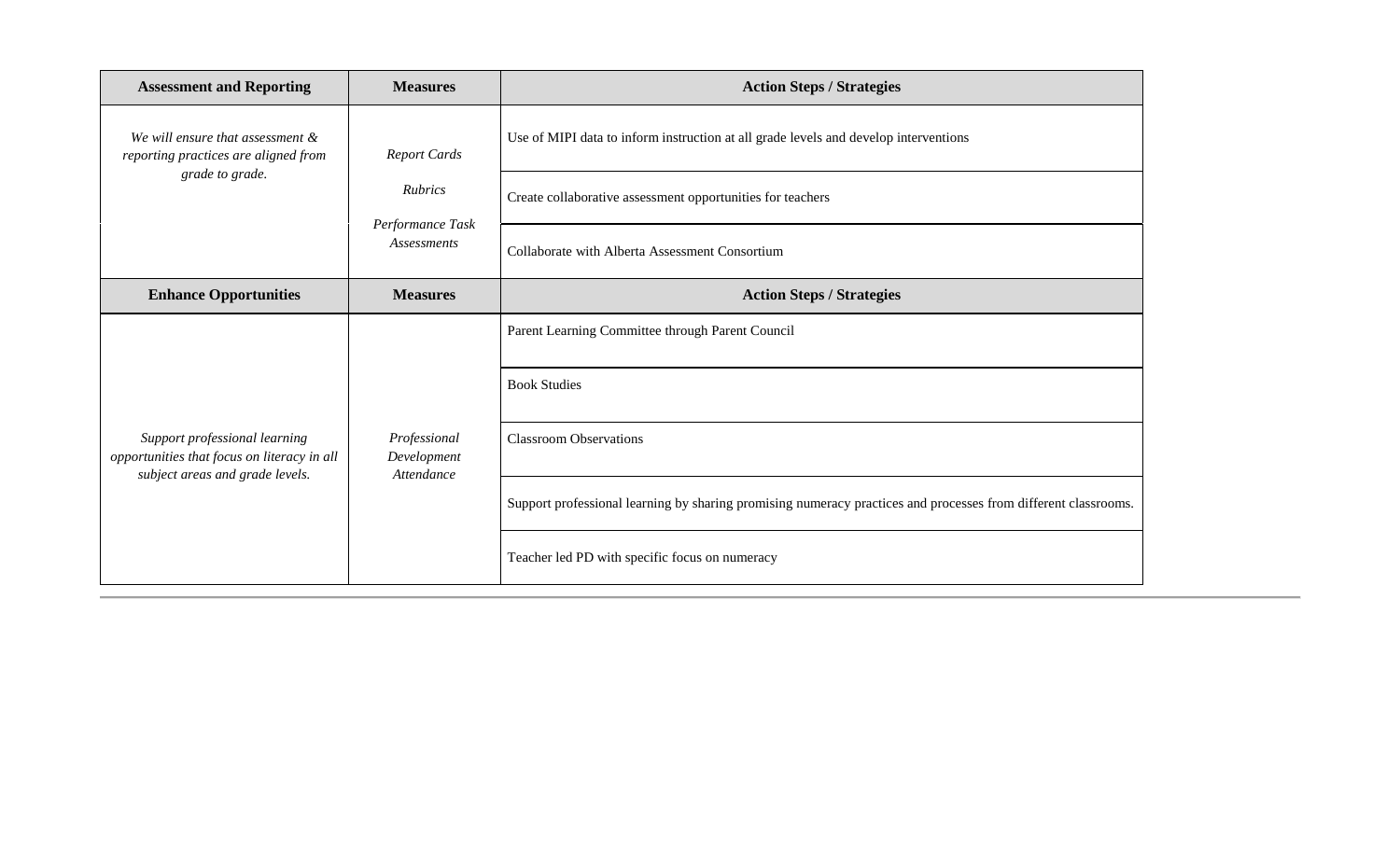| **Assessment and Reporting** | **Measures** | **Action Steps / Strategies** |
|---|---|---|
| *We will ensure that assessment & reporting practices are aligned from grade to grade.* | *Report Cards*<br><br>*Rubrics*<br><br>*Performance Task Assessments* | Use of MIPI data to inform instruction at all grade levels and develop interventions |
| | | Create collaborative assessment opportunities for teachers |
| | | Collaborate with Alberta Assessment Consortium |
| **Enhance Opportunities** | **Measures** | **Action Steps / Strategies** |
| *Support professional learning opportunities that focus on literacy in all subject areas and grade levels.* | *Professional Development Attendance* | Parent Learning Committee through Parent Council |
| | | Book Studies |
| | | Classroom Observations |
| | | Support professional learning by sharing promising numeracy practices and processes from different classrooms. |
| | | Teacher led PD with specific focus on numeracy |